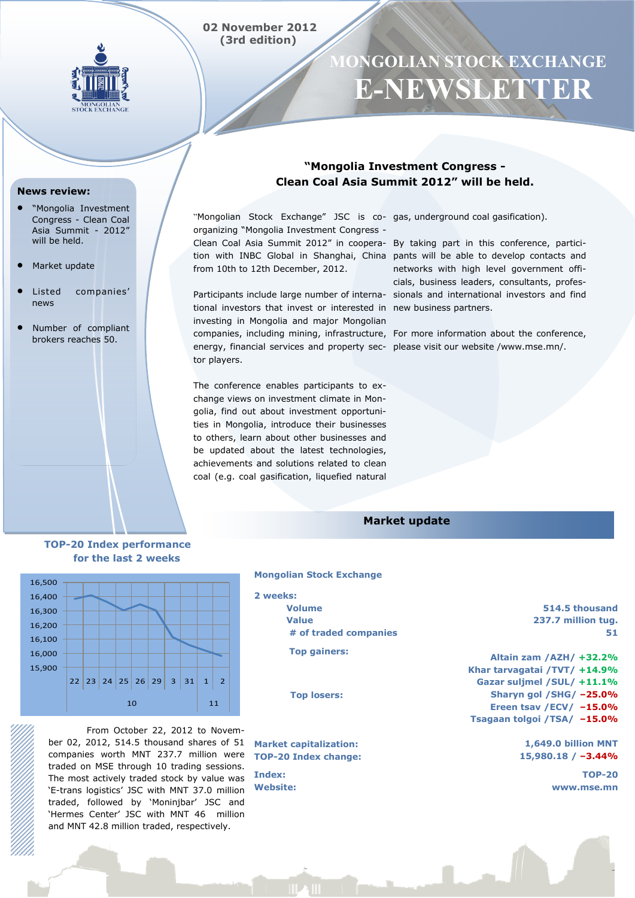02 November 2012
(3rd edition)

# MONGOLIAN STOCK EXCHANGE E-NEWSLETTER

**News review:**

- "Mongolia Investment Congress - Clean Coal Asia Summit - 2012" will be held.
- Market update
- Listed companies' news
- Number of compliant brokers reaches 50.

## "Mongolia Investment Congress - Clean Coal Asia Summit 2012" will be held.

"Mongolian Stock Exchange" JSC is co-organizing "Mongolia Investment Congress - Clean Coal Asia Summit 2012" in cooperation with INBC Global in Shanghai, China from 10th to 12th December, 2012.

Participants include large number of international investors that invest or interested in investing in Mongolia and major Mongolian companies, including mining, infrastructure, energy, financial services and property sector players.

The conference enables participants to exchange views on investment climate in Mongolia, find out about investment opportunities in Mongolia, introduce their businesses to others, learn about other businesses and be updated about the latest technologies, achievements and solutions related to clean coal (e.g. coal gasification, liquefied natural gas, underground coal gasification).

By taking part in this conference, participants will be able to develop contacts and networks with high level government officials, business leaders, consultants, professionals and international investors and find new business partners.

For more information about the conference, please visit our website /www.mse.mn/.

## Market update

**TOP-20 Index performance for the last 2 weeks**

From October 22, 2012 to November 02, 2012, 514.5 thousand shares of 51 companies worth MNT 237.7 million were traded on MSE through 10 trading sessions. The most actively traded stock by value was 'E-trans logistics' JSC with MNT 37.0 million traded, followed by 'Moninjbar' JSC and 'Hermes Center' JSC with MNT 46 million and MNT 42.8 million traded, respectively.

**Mongolian Stock Exchange**

**2 weeks:**

| | |
|---|---|
| **Volume** | **514.5 thousand** |
| **Value** | **237.7 million tug.** |
| **# of traded companies** | **51** |
| **Top gainers:** | **Altain zam /AZH/ +32.2%** |
| | **Khar tarvagatai /TVT/ +14.9%** |
| | **Gazar suljmel /SUL/ +11.1%** |
| **Top losers:** | **Sharyn gol /SHG/ –25.0%** |
| | **Ereen tsav /ECV/ –15.0%** |
| | **Tsagaan tolgoi /TSA/ –15.0%** |
| **Market capitalization:** | **1,649.0 billion MNT** |
| **TOP-20 Index change:** | **15,980.18 / –3.44%** |
| **Index:** | **TOP-20** |
| **Website:** | **www.mse.mn** |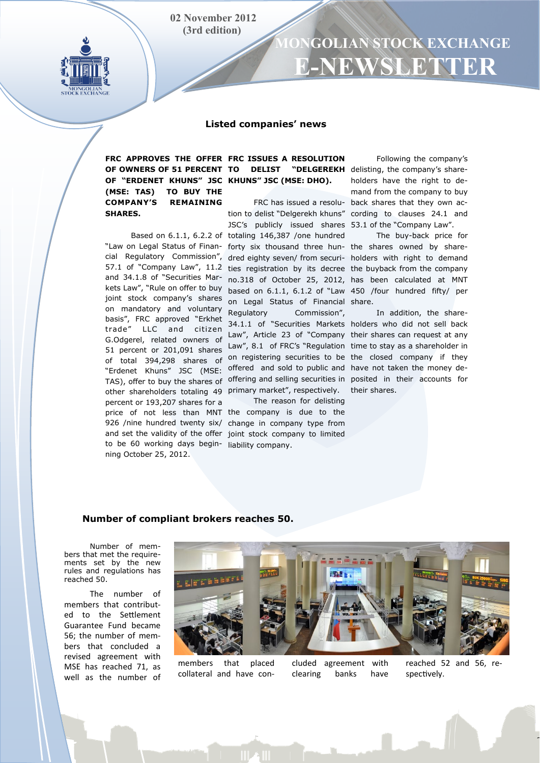## Listed companies' news

**FRC APPROVES THE OFFER OF OWNERS OF 51 PERCENT OF "ERDENET KHUNS" JSC (MSE: TAS) TO BUY THE COMPANY'S REMAINING SHARES.**

Based on 6.1.1, 6.2.2 of "Law on Legal Status of Financial Regulatory Commission", 57.1 of "Company Law", 11.2 and 34.1.8 of "Securities Markets Law", "Rule on offer to buy joint stock company's shares on mandatory and voluntary basis", FRC approved "Erkhet trade" LLC and citizen G.Odgerel, related owners of 51 percent or 201,091 shares of total 394,298 shares of "Erdenet Khuns" JSC (MSE: TAS), offer to buy the shares of other shareholders totaling 49 percent or 193,207 shares for a price of not less than MNT 926 /nine hundred twenty six/ and set the validity of the offer to be 60 working days beginning October 25, 2012.

**FRC ISSUES A RESOLUTION TO DELIST "DELGEREKH KHUNS" JSC (MSE: DHO).**

FRC has issued a resolution to delist "Delgerekh khuns" JSC's publicly issued shares totaling 146,387 /one hundred forty six thousand three hundred eighty seven/ from securities registration by its decree no.318 of October 25, 2012, based on 6.1.1, 6.1.2 of "Law on Legal Status of Financial Regulatory Commission", 34.1.1 of "Securities Markets Law", Article 23 of "Company Law", 8.1 of FRC's "Regulation on registering securities to be offered and sold to public and offering and selling securities in primary market", respectively.

The reason for delisting the company is due to the change in company type from joint stock company to limited liability company.

Following the company's delisting, the company's shareholders have the right to demand from the company to buy back shares that they own according to clauses 24.1 and 53.1 of the "Company Law".

The buy-back price for the shares owned by shareholders with right to demand the buyback from the company has been calculated at MNT 450 /four hundred fifty/ per share.

In addition, the shareholders who did not sell back their shares can request at any time to stay as a shareholder in the closed company if they have not taken the money deposited in their accounts for their shares.

## Number of compliant brokers reaches 50.

Number of members that met the requirements set by the new rules and regulations has reached 50.

The number of members that contributed to the Settlement Guarantee Fund became 56; the number of members that concluded a revised agreement with MSE has reached 71, as well as the number of members that placed collateral and have concluded agreement with clearing banks have reached 52 and 56, respectively.